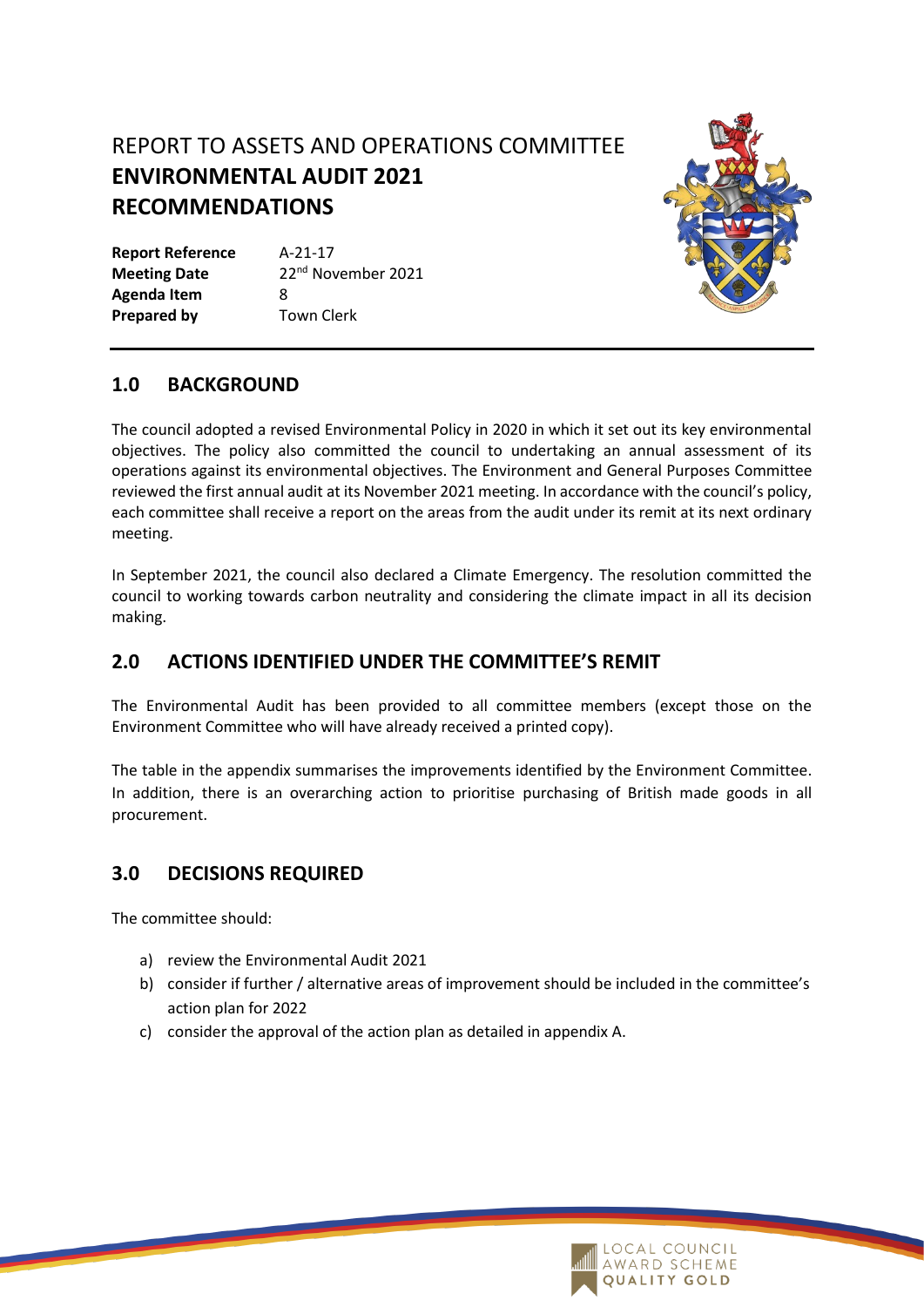# REPORT TO ASSETS AND OPERATIONS COMMITTEE
# ENVIRONMENTAL AUDIT 2021 RECOMMENDATIONS

| | |
|---|---|
| **Report Reference** | A-21-17 |
| **Meeting Date** | 22nd November 2021 |
| **Agenda Item** | 8 |
| **Prepared by** | Town Clerk |

## 1.0 BACKGROUND

The council adopted a revised Environmental Policy in 2020 in which it set out its key environmental objectives. The policy also committed the council to undertaking an annual assessment of its operations against its environmental objectives. The Environment and General Purposes Committee reviewed the first annual audit at its November 2021 meeting. In accordance with the council's policy, each committee shall receive a report on the areas from the audit under its remit at its next ordinary meeting.

In September 2021, the council also declared a Climate Emergency. The resolution committed the council to working towards carbon neutrality and considering the climate impact in all its decision making.

## 2.0 ACTIONS IDENTIFIED UNDER THE COMMITTEE'S REMIT

The Environmental Audit has been provided to all committee members (except those on the Environment Committee who will have already received a printed copy).

The table in the appendix summarises the improvements identified by the Environment Committee. In addition, there is an overarching action to prioritise purchasing of British made goods in all procurement.

## 3.0 DECISIONS REQUIRED

The committee should:

a) review the Environmental Audit 2021
b) consider if further / alternative areas of improvement should be included in the committee's action plan for 2022
c) consider the approval of the action plan as detailed in appendix A.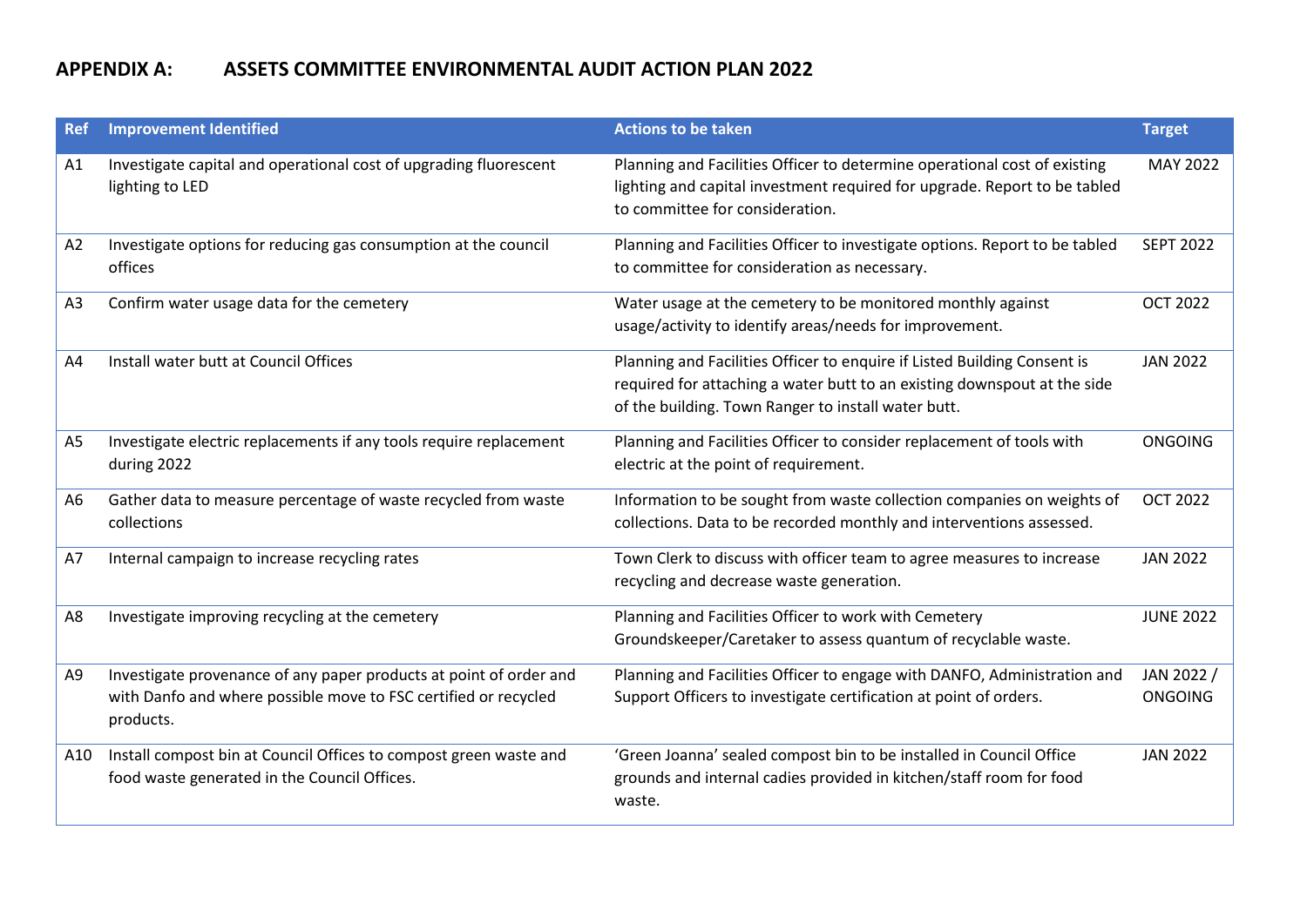## APPENDIX A: ASSETS COMMITTEE ENVIRONMENTAL AUDIT ACTION PLAN 2022

| Ref | Improvement Identified | Actions to be taken | Target |
|---|---|---|---|
| A1 | Investigate capital and operational cost of upgrading fluorescent lighting to LED | Planning and Facilities Officer to determine operational cost of existing lighting and capital investment required for upgrade. Report to be tabled to committee for consideration. | MAY 2022 |
| A2 | Investigate options for reducing gas consumption at the council offices | Planning and Facilities Officer to investigate options. Report to be tabled to committee for consideration as necessary. | SEPT 2022 |
| A3 | Confirm water usage data for the cemetery | Water usage at the cemetery to be monitored monthly against usage/activity to identify areas/needs for improvement. | OCT 2022 |
| A4 | Install water butt at Council Offices | Planning and Facilities Officer to enquire if Listed Building Consent is required for attaching a water butt to an existing downspout at the side of the building. Town Ranger to install water butt. | JAN 2022 |
| A5 | Investigate electric replacements if any tools require replacement during 2022 | Planning and Facilities Officer to consider replacement of tools with electric at the point of requirement. | ONGOING |
| A6 | Gather data to measure percentage of waste recycled from waste collections | Information to be sought from waste collection companies on weights of collections. Data to be recorded monthly and interventions assessed. | OCT 2022 |
| A7 | Internal campaign to increase recycling rates | Town Clerk to discuss with officer team to agree measures to increase recycling and decrease waste generation. | JAN 2022 |
| A8 | Investigate improving recycling at the cemetery | Planning and Facilities Officer to work with Cemetery Groundskeeper/Caretaker to assess quantum of recyclable waste. | JUNE 2022 |
| A9 | Investigate provenance of any paper products at point of order and with Danfo and where possible move to FSC certified or recycled products. | Planning and Facilities Officer to engage with DANFO, Administration and Support Officers to investigate certification at point of orders. | JAN 2022 / ONGOING |
| A10 | Install compost bin at Council Offices to compost green waste and food waste generated in the Council Offices. | 'Green Joanna' sealed compost bin to be installed in Council Office grounds and internal cadies provided in kitchen/staff room for food waste. | JAN 2022 |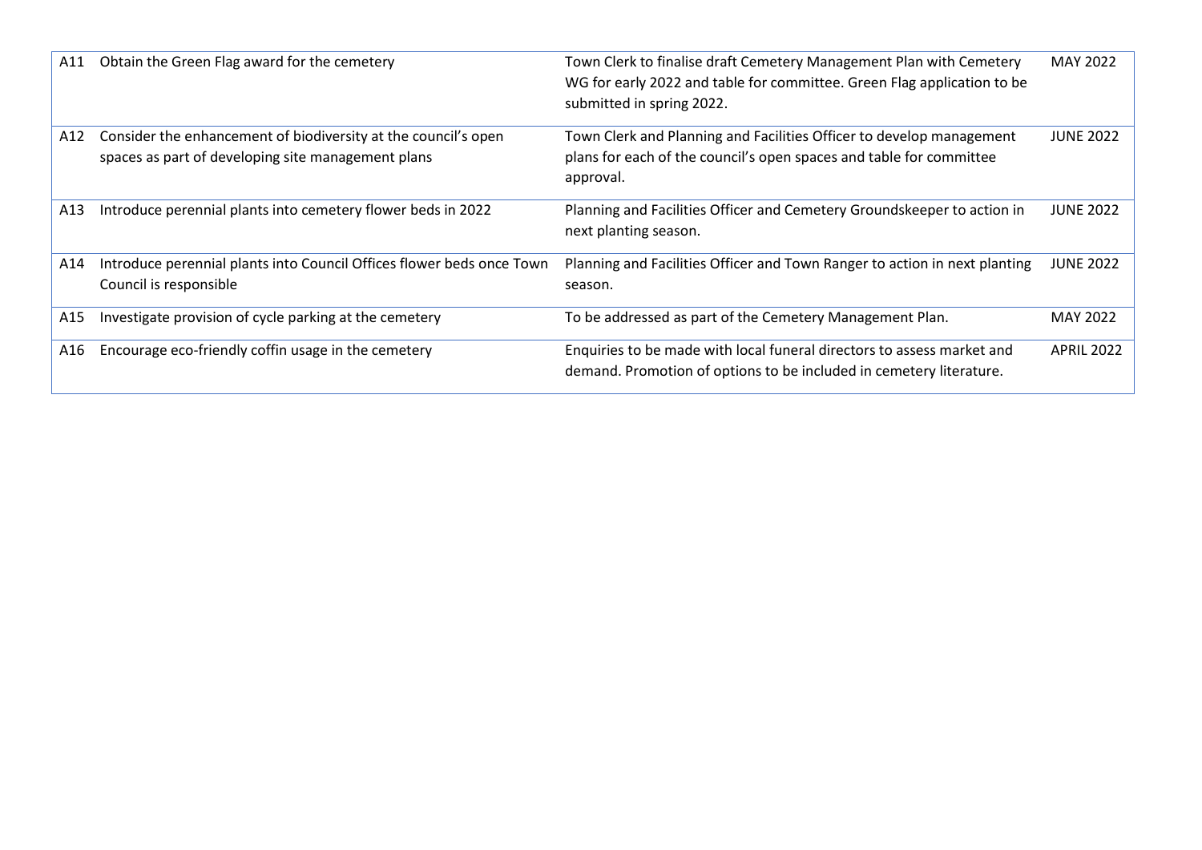| | | | |
|---|---|---|---|
| A11 | Obtain the Green Flag award for the cemetery | Town Clerk to finalise draft Cemetery Management Plan with Cemetery WG for early 2022 and table for committee. Green Flag application to be submitted in spring 2022. | MAY 2022 |
| A12 | Consider the enhancement of biodiversity at the council's open spaces as part of developing site management plans | Town Clerk and Planning and Facilities Officer to develop management plans for each of the council's open spaces and table for committee approval. | JUNE 2022 |
| A13 | Introduce perennial plants into cemetery flower beds in 2022 | Planning and Facilities Officer and Cemetery Groundskeeper to action in next planting season. | JUNE 2022 |
| A14 | Introduce perennial plants into Council Offices flower beds once Town Council is responsible | Planning and Facilities Officer and Town Ranger to action in next planting season. | JUNE 2022 |
| A15 | Investigate provision of cycle parking at the cemetery | To be addressed as part of the Cemetery Management Plan. | MAY 2022 |
| A16 | Encourage eco-friendly coffin usage in the cemetery | Enquiries to be made with local funeral directors to assess market and demand. Promotion of options to be included in cemetery literature. | APRIL 2022 |